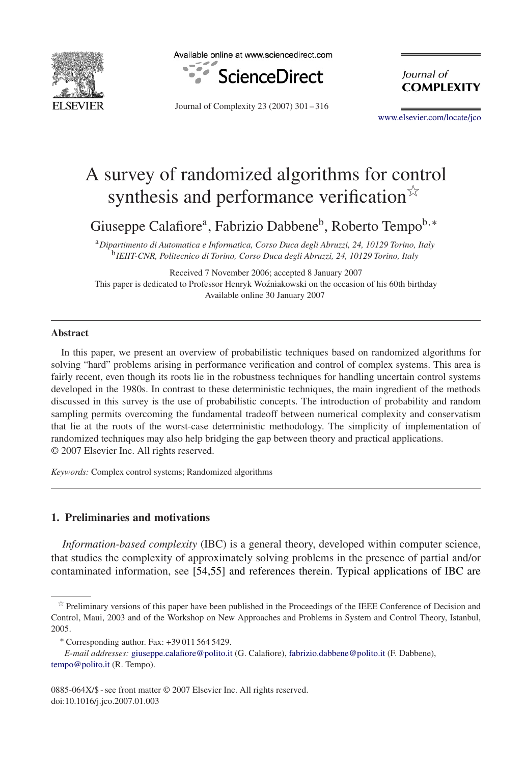# A survey of randomized algorithms for control synthesis and performance verification[☆]

Giuseppe Calafiore[a], Fabrizio Dabbene[b], Roberto Tempo[b,*]

[a] *Dipartimento di Automatica e Informatica, Corso Duca degli Abruzzi, 24, 10129 Torino, Italy*
[b] *IEIIT-CNR, Politecnico di Torino, Corso Duca degli Abruzzi, 24, 10129 Torino, Italy*

Received 7 November 2006; accepted 8 January 2007
This paper is dedicated to Professor Henryk Woźniakowski on the occasion of his 60th birthday
Available online 30 January 2007

## Abstract

In this paper, we present an overview of probabilistic techniques based on randomized algorithms for solving "hard" problems arising in performance verification and control of complex systems. This area is fairly recent, even though its roots lie in the robustness techniques for handling uncertain control systems developed in the 1980s. In contrast to these deterministic techniques, the main ingredient of the methods discussed in this survey is the use of probabilistic concepts. The introduction of probability and random sampling permits overcoming the fundamental tradeoff between numerical complexity and conservatism that lie at the roots of the worst-case deterministic methodology. The simplicity of implementation of randomized techniques may also help bridging the gap between theory and practical applications.
© 2007 Elsevier Inc. All rights reserved.

*Keywords:* Complex control systems; Randomized algorithms

## 1. Preliminaries and motivations

*Information-based complexity* (IBC) is a general theory, developed within computer science, that studies the complexity of approximately solving problems in the presence of partial and/or contaminated information, see [54,55] and references therein. Typical applications of IBC are

---

[☆] Preliminary versions of this paper have been published in the Proceedings of the IEEE Conference of Decision and Control, Maui, 2003 and of the Workshop on New Approaches and Problems in System and Control Theory, Istanbul, 2005.

[*] Corresponding author. Fax: +39 011 564 5429.

*E-mail addresses:* giuseppe.calafiore@polito.it (G. Calafiore), fabrizio.dabbene@polito.it (F. Dabbene), tempo@polito.it (R. Tempo).

0885-064X/$ - see front matter © 2007 Elsevier Inc. All rights reserved.
doi:10.1016/j.jco.2007.01.003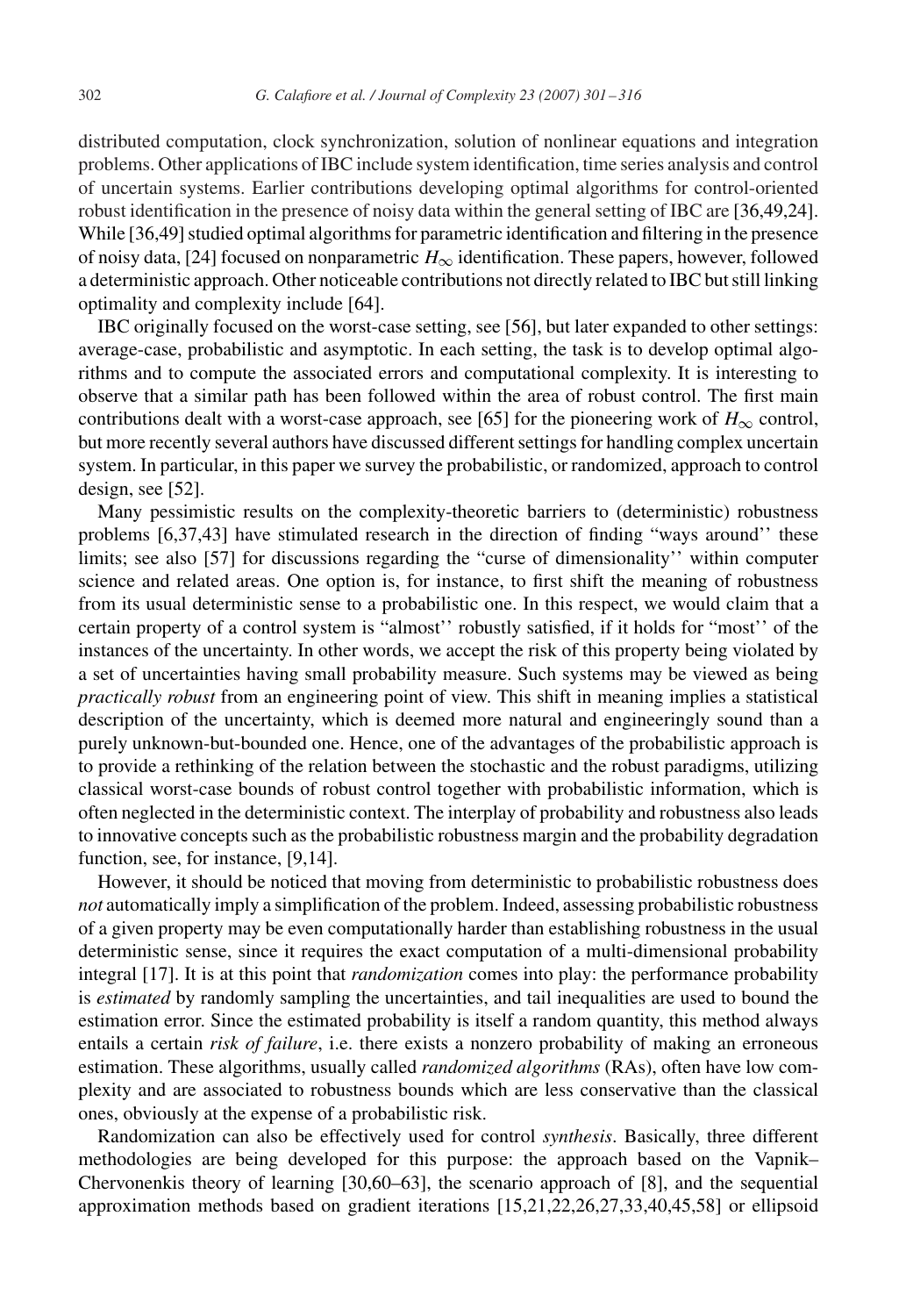distributed computation, clock synchronization, solution of nonlinear equations and integration problems. Other applications of IBC include system identification, time series analysis and control of uncertain systems. Earlier contributions developing optimal algorithms for control-oriented robust identification in the presence of noisy data within the general setting of IBC are [36,49,24]. While [36,49] studied optimal algorithms for parametric identification and filtering in the presence of noisy data, [24] focused on nonparametric $H_\infty$ identification. These papers, however, followed a deterministic approach. Other noticeable contributions not directly related to IBC but still linking optimality and complexity include [64].

IBC originally focused on the worst-case setting, see [56], but later expanded to other settings: average-case, probabilistic and asymptotic. In each setting, the task is to develop optimal algorithms and to compute the associated errors and computational complexity. It is interesting to observe that a similar path has been followed within the area of robust control. The first main contributions dealt with a worst-case approach, see [65] for the pioneering work of $H_\infty$ control, but more recently several authors have discussed different settings for handling complex uncertain system. In particular, in this paper we survey the probabilistic, or randomized, approach to control design, see [52].

Many pessimistic results on the complexity-theoretic barriers to (deterministic) robustness problems [6,37,43] have stimulated research in the direction of finding "ways around" these limits; see also [57] for discussions regarding the "curse of dimensionality" within computer science and related areas. One option is, for instance, to first shift the meaning of robustness from its usual deterministic sense to a probabilistic one. In this respect, we would claim that a certain property of a control system is "almost" robustly satisfied, if it holds for "most" of the instances of the uncertainty. In other words, we accept the risk of this property being violated by a set of uncertainties having small probability measure. Such systems may be viewed as being *practically robust* from an engineering point of view. This shift in meaning implies a statistical description of the uncertainty, which is deemed more natural and engineeringly sound than a purely unknown-but-bounded one. Hence, one of the advantages of the probabilistic approach is to provide a rethinking of the relation between the stochastic and the robust paradigms, utilizing classical worst-case bounds of robust control together with probabilistic information, which is often neglected in the deterministic context. The interplay of probability and robustness also leads to innovative concepts such as the probabilistic robustness margin and the probability degradation function, see, for instance, [9,14].

However, it should be noticed that moving from deterministic to probabilistic robustness does *not* automatically imply a simplification of the problem. Indeed, assessing probabilistic robustness of a given property may be even computationally harder than establishing robustness in the usual deterministic sense, since it requires the exact computation of a multi-dimensional probability integral [17]. It is at this point that *randomization* comes into play: the performance probability is *estimated* by randomly sampling the uncertainties, and tail inequalities are used to bound the estimation error. Since the estimated probability is itself a random quantity, this method always entails a certain *risk of failure*, i.e. there exists a nonzero probability of making an erroneous estimation. These algorithms, usually called *randomized algorithms* (RAs), often have low complexity and are associated to robustness bounds which are less conservative than the classical ones, obviously at the expense of a probabilistic risk.

Randomization can also be effectively used for control *synthesis*. Basically, three different methodologies are being developed for this purpose: the approach based on the Vapnik–Chervonenkis theory of learning [30,60–63], the scenario approach of [8], and the sequential approximation methods based on gradient iterations [15,21,22,26,27,33,40,45,58] or ellipsoid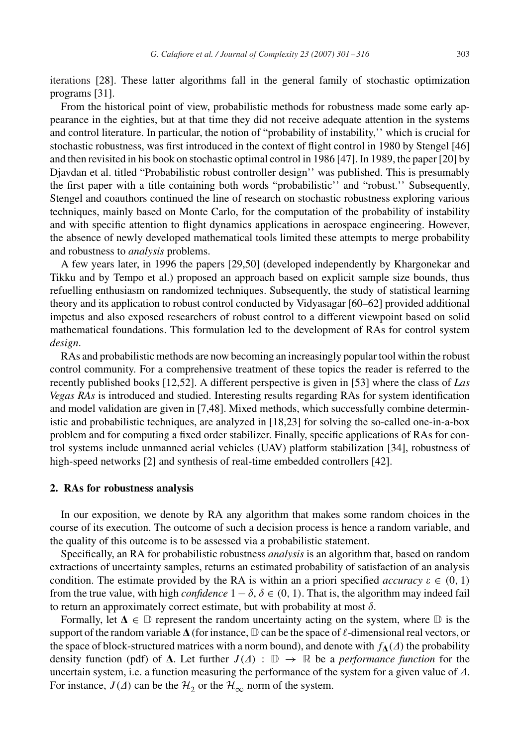iterations [28]. These latter algorithms fall in the general family of stochastic optimization programs [31].

From the historical point of view, probabilistic methods for robustness made some early appearance in the eighties, but at that time they did not receive adequate attention in the systems and control literature. In particular, the notion of "probability of instability,'' which is crucial for stochastic robustness, was first introduced in the context of flight control in 1980 by Stengel [46] and then revisited in his book on stochastic optimal control in 1986 [47]. In 1989, the paper [20] by Djavdan et al. titled "Probabilistic robust controller design'' was published. This is presumably the first paper with a title containing both words "probabilistic'' and "robust.'' Subsequently, Stengel and coauthors continued the line of research on stochastic robustness exploring various techniques, mainly based on Monte Carlo, for the computation of the probability of instability and with specific attention to flight dynamics applications in aerospace engineering. However, the absence of newly developed mathematical tools limited these attempts to merge probability and robustness to *analysis* problems.

A few years later, in 1996 the papers [29,50] (developed independently by Khargonekar and Tikku and by Tempo et al.) proposed an approach based on explicit sample size bounds, thus refuelling enthusiasm on randomized techniques. Subsequently, the study of statistical learning theory and its application to robust control conducted by Vidyasagar [60–62] provided additional impetus and also exposed researchers of robust control to a different viewpoint based on solid mathematical foundations. This formulation led to the development of RAs for control system *design*.

RAs and probabilistic methods are now becoming an increasingly popular tool within the robust control community. For a comprehensive treatment of these topics the reader is referred to the recently published books [12,52]. A different perspective is given in [53] where the class of *Las Vegas RAs* is introduced and studied. Interesting results regarding RAs for system identification and model validation are given in [7,48]. Mixed methods, which successfully combine deterministic and probabilistic techniques, are analyzed in [18,23] for solving the so-called one-in-a-box problem and for computing a fixed order stabilizer. Finally, specific applications of RAs for control systems include unmanned aerial vehicles (UAV) platform stabilization [34], robustness of high-speed networks [2] and synthesis of real-time embedded controllers [42].

## 2. RAs for robustness analysis

In our exposition, we denote by RA any algorithm that makes some random choices in the course of its execution. The outcome of such a decision process is hence a random variable, and the quality of this outcome is to be assessed via a probabilistic statement.

Specifically, an RA for probabilistic robustness *analysis* is an algorithm that, based on random extractions of uncertainty samples, returns an estimated probability of satisfaction of an analysis condition. The estimate provided by the RA is within an a priori specified *accuracy* $\varepsilon \in (0, 1)$ from the true value, with high *confidence* $1 - \delta$, $\delta \in (0, 1)$. That is, the algorithm may indeed fail to return an approximately correct estimate, but with probability at most $\delta$.

Formally, let $\boldsymbol{\Delta} \in \mathbb{D}$ represent the random uncertainty acting on the system, where $\mathbb{D}$ is the support of the random variable $\boldsymbol{\Delta}$ (for instance, $\mathbb{D}$ can be the space of $\ell$-dimensional real vectors, or the space of block-structured matrices with a norm bound), and denote with $f_{\boldsymbol{\Delta}}(\Delta)$ the probability density function (pdf) of $\boldsymbol{\Delta}$. Let further $J(\Delta) : \mathbb{D} \to \mathbb{R}$ be a *performance function* for the uncertain system, i.e. a function measuring the performance of the system for a given value of $\Delta$. For instance, $J(\Delta)$ can be the $\mathcal{H}_2$ or the $\mathcal{H}_\infty$ norm of the system.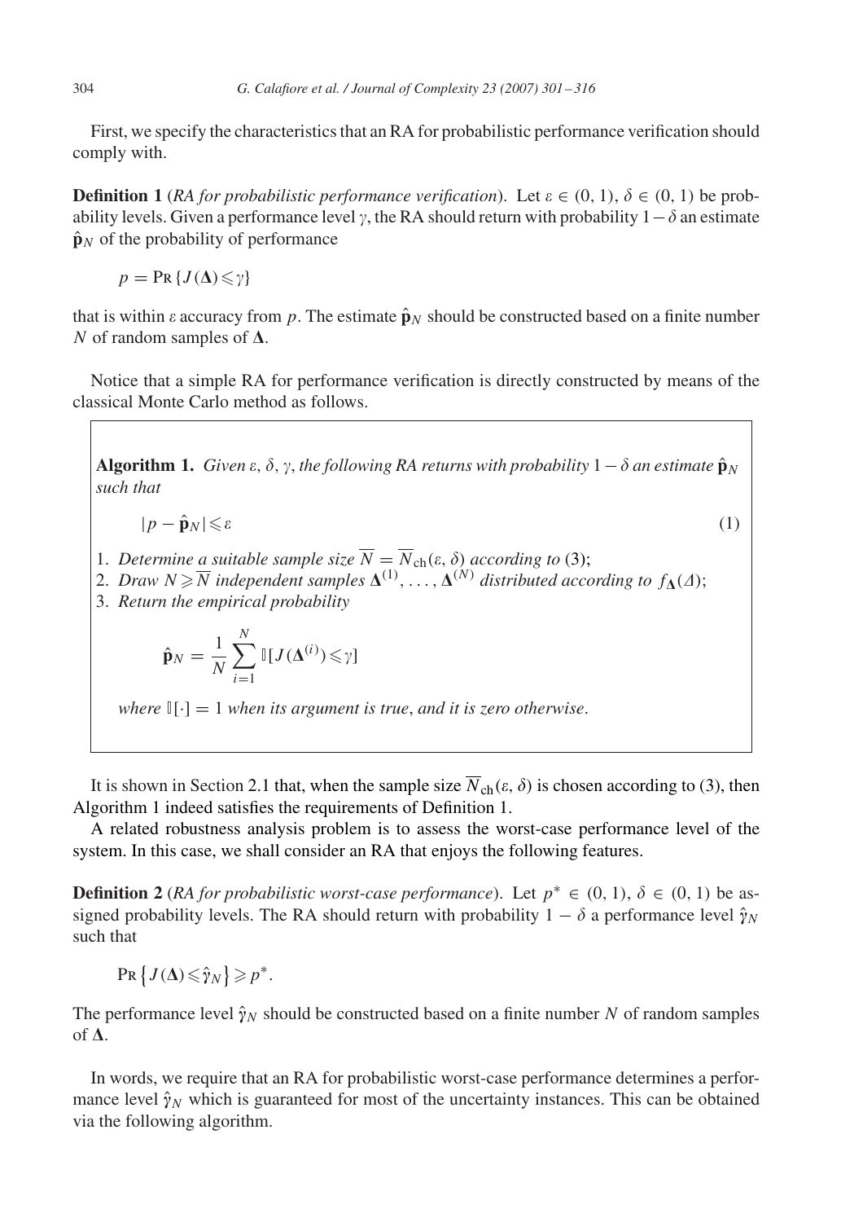First, we specify the characteristics that an RA for probabilistic performance verification should comply with.

**Definition 1** (*RA for probabilistic performance verification*). Let $\varepsilon \in (0, 1)$, $\delta \in (0, 1)$ be probability levels. Given a performance level $\gamma$, the RA should return with probability $1 - \delta$ an estimate $\hat{\mathbf{p}}_N$ of the probability of performance

$$p = \Pr\{J(\mathbf{\Delta}) \leqslant \gamma\}$$

that is within $\varepsilon$ accuracy from $p$. The estimate $\hat{\mathbf{p}}_N$ should be constructed based on a finite number $N$ of random samples of $\mathbf{\Delta}$.

Notice that a simple RA for performance verification is directly constructed by means of the classical Monte Carlo method as follows.

**Algorithm 1.** *Given $\varepsilon$, $\delta$, $\gamma$, the following RA returns with probability $1 - \delta$ an estimate $\hat{\mathbf{p}}_N$ such that*

$$|p - \hat{\mathbf{p}}_N| \leqslant \varepsilon \tag{1}$$

1. *Determine a suitable sample size $\overline{N} = \overline{N}_{\mathrm{ch}}(\varepsilon, \delta)$ according to* (3);
2. *Draw $N \geqslant \overline{N}$ independent samples $\mathbf{\Delta}^{(1)}, \ldots, \mathbf{\Delta}^{(N)}$ distributed according to $f_{\mathbf{\Delta}}(\Delta)$;*
3. *Return the empirical probability*

$$\hat{\mathbf{p}}_N = \frac{1}{N} \sum_{i=1}^{N} \mathbb{I}[J(\mathbf{\Delta}^{(i)}) \leqslant \gamma]$$

*where $\mathbb{I}[\cdot] = 1$ when its argument is true, and it is zero otherwise.*

It is shown in Section 2.1 that, when the sample size $\overline{N}_{\mathrm{ch}}(\varepsilon, \delta)$ is chosen according to (3), then Algorithm 1 indeed satisfies the requirements of Definition 1.

A related robustness analysis problem is to assess the worst-case performance level of the system. In this case, we shall consider an RA that enjoys the following features.

**Definition 2** (*RA for probabilistic worst-case performance*). Let $p^* \in (0, 1)$, $\delta \in (0, 1)$ be assigned probability levels. The RA should return with probability $1 - \delta$ a performance level $\hat{\gamma}_N$ such that

$$\Pr\left\{J(\mathbf{\Delta}) \leqslant \hat{\gamma}_N\right\} \geqslant p^*.$$

The performance level $\hat{\gamma}_N$ should be constructed based on a finite number $N$ of random samples of $\mathbf{\Delta}$.

In words, we require that an RA for probabilistic worst-case performance determines a performance level $\hat{\gamma}_N$ which is guaranteed for most of the uncertainty instances. This can be obtained via the following algorithm.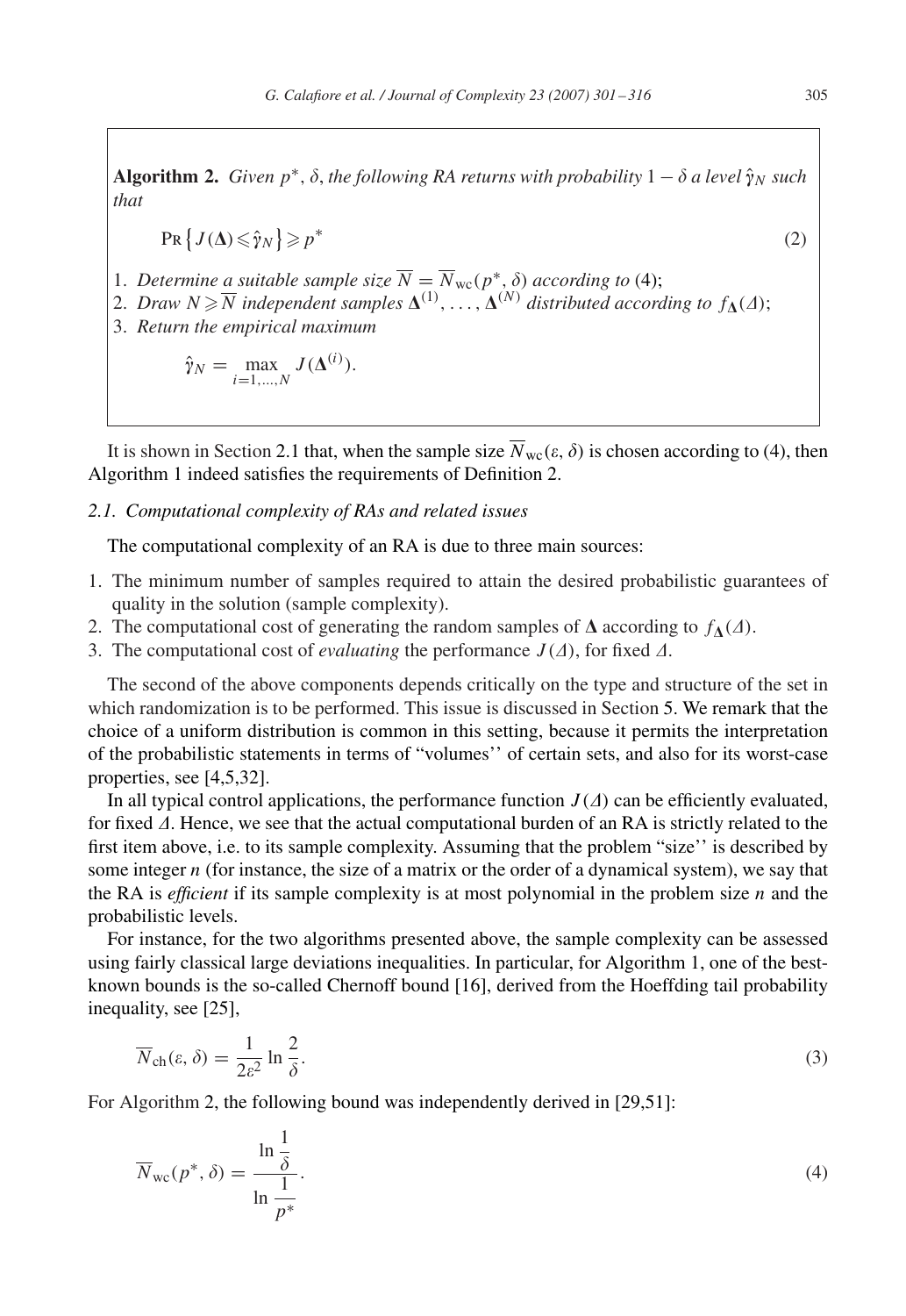**Algorithm 2.** *Given $p^*$, $\delta$, the following RA returns with probability $1-\delta$ a level $\hat{\gamma}_N$ such that*

$$\Pr\left\{J(\mathbf{\Delta}) \leqslant \hat{\gamma}_N\right\} \geqslant p^* \tag{2}$$

1. *Determine a suitable sample size $\overline{N} = \overline{N}_{\mathrm{wc}}(p^*, \delta)$ according to* (4);
2. *Draw $N \geqslant \overline{N}$ independent samples $\mathbf{\Delta}^{(1)}, \ldots, \mathbf{\Delta}^{(N)}$ distributed according to $f_{\mathbf{\Delta}}(\Delta)$;*
3. *Return the empirical maximum*

$$\hat{\gamma}_N = \max_{i=1,\ldots,N} J(\mathbf{\Delta}^{(i)}).$$

It is shown in Section 2.1 that, when the sample size $\overline{N}_{\mathrm{wc}}(\varepsilon, \delta)$ is chosen according to (4), then Algorithm 1 indeed satisfies the requirements of Definition 2.

### 2.1. Computational complexity of RAs and related issues

The computational complexity of an RA is due to three main sources:

1. The minimum number of samples required to attain the desired probabilistic guarantees of quality in the solution (sample complexity).
2. The computational cost of generating the random samples of $\mathbf{\Delta}$ according to $f_{\mathbf{\Delta}}(\Delta)$.
3. The computational cost of *evaluating* the performance $J(\Delta)$, for fixed $\Delta$.

The second of the above components depends critically on the type and structure of the set in which randomization is to be performed. This issue is discussed in Section 5. We remark that the choice of a uniform distribution is common in this setting, because it permits the interpretation of the probabilistic statements in terms of "volumes" of certain sets, and also for its worst-case properties, see [4,5,32].

In all typical control applications, the performance function $J(\Delta)$ can be efficiently evaluated, for fixed $\Delta$. Hence, we see that the actual computational burden of an RA is strictly related to the first item above, i.e. to its sample complexity. Assuming that the problem "size" is described by some integer $n$ (for instance, the size of a matrix or the order of a dynamical system), we say that the RA is *efficient* if its sample complexity is at most polynomial in the problem size $n$ and the probabilistic levels.

For instance, for the two algorithms presented above, the sample complexity can be assessed using fairly classical large deviations inequalities. In particular, for Algorithm 1, one of the best-known bounds is the so-called Chernoff bound [16], derived from the Hoeffding tail probability inequality, see [25],

$$\overline{N}_{\mathrm{ch}}(\varepsilon, \delta) = \frac{1}{2\varepsilon^2} \ln \frac{2}{\delta}. \tag{3}$$

For Algorithm 2, the following bound was independently derived in [29,51]:

$$\overline{N}_{\mathrm{wc}}(p^*, \delta) = \frac{\ln \dfrac{1}{\delta}}{\ln \dfrac{1}{p^*}}. \tag{4}$$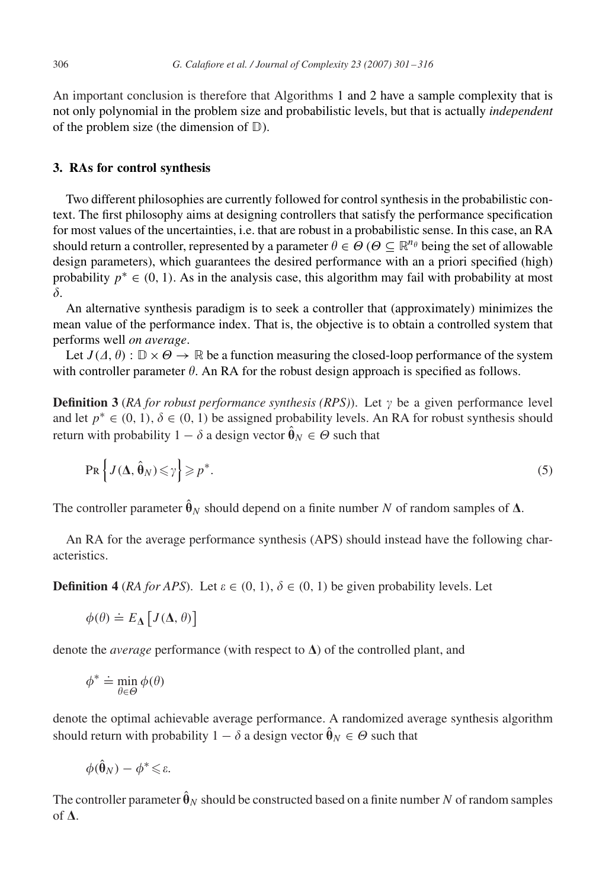An important conclusion is therefore that Algorithms 1 and 2 have a sample complexity that is not only polynomial in the problem size and probabilistic levels, but that is actually *independent* of the problem size (the dimension of $\mathbb{D}$).

## 3. RAs for control synthesis

Two different philosophies are currently followed for control synthesis in the probabilistic context. The first philosophy aims at designing controllers that satisfy the performance specification for most values of the uncertainties, i.e. that are robust in a probabilistic sense. In this case, an RA should return a controller, represented by a parameter $\theta \in \Theta$ ($\Theta \subseteq \mathbb{R}^{n_\theta}$ being the set of allowable design parameters), which guarantees the desired performance with an a priori specified (high) probability $p^* \in (0, 1)$. As in the analysis case, this algorithm may fail with probability at most $\delta$.

An alternative synthesis paradigm is to seek a controller that (approximately) minimizes the mean value of the performance index. That is, the objective is to obtain a controlled system that performs well *on average*.

Let $J(\Delta, \theta) : \mathbb{D} \times \Theta \to \mathbb{R}$ be a function measuring the closed-loop performance of the system with controller parameter $\theta$. An RA for the robust design approach is specified as follows.

**Definition 3** (*RA for robust performance synthesis (RPS)*). Let $\gamma$ be a given performance level and let $p^* \in (0, 1)$, $\delta \in (0, 1)$ be assigned probability levels. An RA for robust synthesis should return with probability $1 - \delta$ a design vector $\hat{\boldsymbol{\theta}}_N \in \Theta$ such that

$$\Pr\left\{ J(\boldsymbol{\Delta}, \hat{\boldsymbol{\theta}}_N) \leqslant \gamma \right\} \geqslant p^*. \tag{5}$$

The controller parameter $\hat{\boldsymbol{\theta}}_N$ should depend on a finite number $N$ of random samples of $\boldsymbol{\Delta}$.

An RA for the average performance synthesis (APS) should instead have the following characteristics.

**Definition 4** (*RA for APS*). Let $\varepsilon \in (0, 1)$, $\delta \in (0, 1)$ be given probability levels. Let

$$\phi(\theta) \doteq E_{\boldsymbol{\Delta}}\left[ J(\boldsymbol{\Delta}, \theta) \right]$$

denote the *average* performance (with respect to $\boldsymbol{\Delta}$) of the controlled plant, and

$$\phi^* \doteq \min_{\theta \in \Theta} \phi(\theta)$$

denote the optimal achievable average performance. A randomized average synthesis algorithm should return with probability $1 - \delta$ a design vector $\hat{\boldsymbol{\theta}}_N \in \Theta$ such that

$$\phi(\hat{\boldsymbol{\theta}}_N) - \phi^* \leqslant \varepsilon.$$

The controller parameter $\hat{\boldsymbol{\theta}}_N$ should be constructed based on a finite number $N$ of random samples of $\boldsymbol{\Delta}$.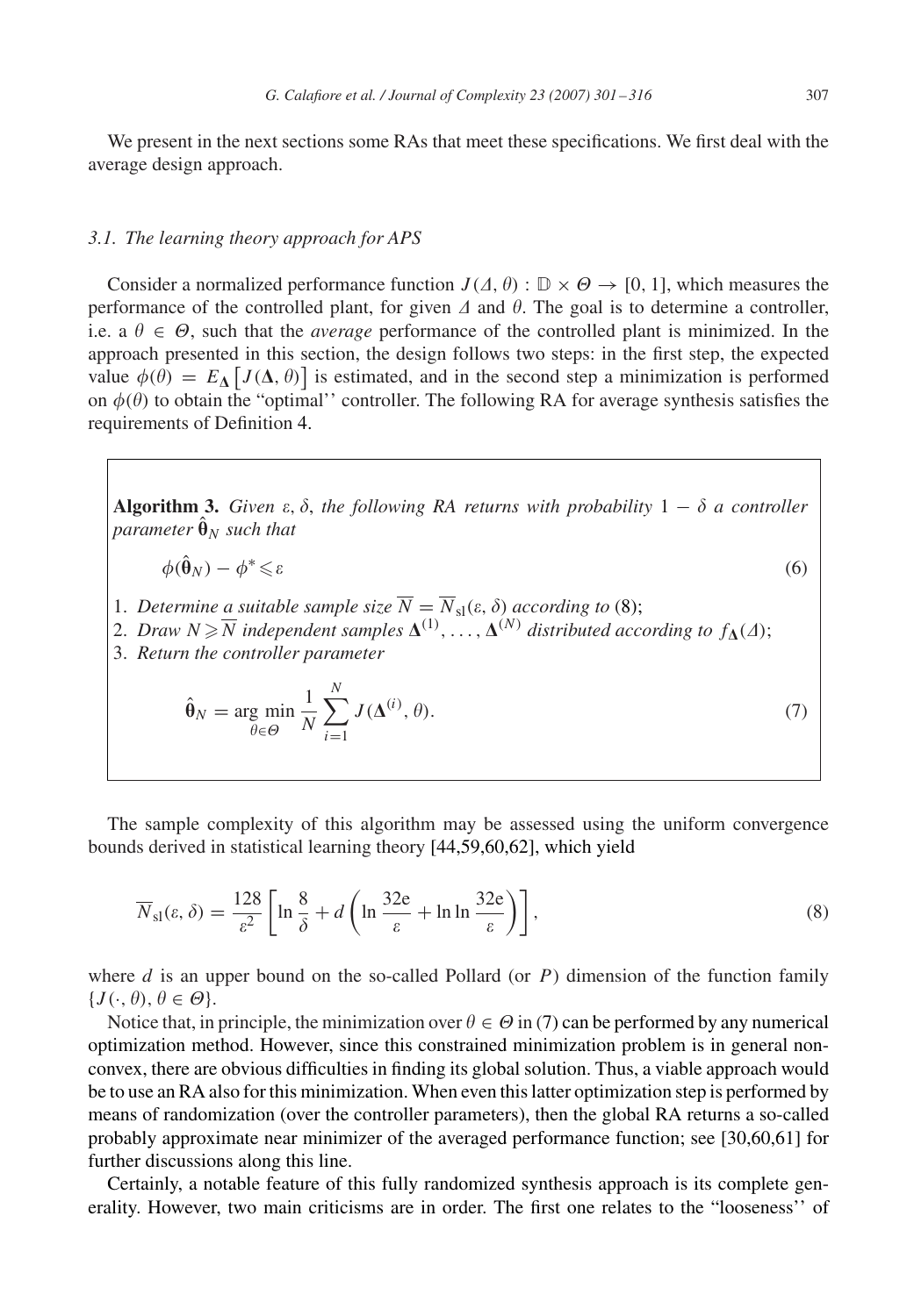We present in the next sections some RAs that meet these specifications. We first deal with the average design approach.

### 3.1. The learning theory approach for APS

Consider a normalized performance function $J(\Delta, \theta) : \mathbb{D} \times \Theta \to [0, 1]$, which measures the performance of the controlled plant, for given $\Delta$ and $\theta$. The goal is to determine a controller, i.e. a $\theta \in \Theta$, such that the *average* performance of the controlled plant is minimized. In the approach presented in this section, the design follows two steps: in the first step, the expected value $\phi(\theta) = E_{\mathbf{\Delta}}\left[J(\mathbf{\Delta}, \theta)\right]$ is estimated, and in the second step a minimization is performed on $\phi(\theta)$ to obtain the "optimal" controller. The following RA for average synthesis satisfies the requirements of Definition 4.

> **Algorithm 3.** *Given $\varepsilon$, $\delta$, the following RA returns with probability $1-\delta$ a controller parameter $\hat{\boldsymbol{\theta}}_N$ such that*
>
> $$\phi(\hat{\boldsymbol{\theta}}_N) - \phi^* \leqslant \varepsilon \tag{6}$$
>
> 1. *Determine a suitable sample size $\overline{N} = \overline{N}_{\mathrm{sl}}(\varepsilon, \delta)$ according to* (8);
> 2. *Draw $N \geqslant \overline{N}$ independent samples $\mathbf{\Delta}^{(1)}, \ldots, \mathbf{\Delta}^{(N)}$ distributed according to $f_{\mathbf{\Delta}}(\Delta)$;*
> 3. *Return the controller parameter*
>
> $$\hat{\boldsymbol{\theta}}_N = \arg\min_{\theta \in \Theta} \frac{1}{N} \sum_{i=1}^{N} J(\mathbf{\Delta}^{(i)}, \theta). \tag{7}$$

The sample complexity of this algorithm may be assessed using the uniform convergence bounds derived in statistical learning theory [44,59,60,62], which yield

$$\overline{N}_{\mathrm{sl}}(\varepsilon, \delta) = \frac{128}{\varepsilon^2}\left[\ln\frac{8}{\delta} + d\left(\ln\frac{32\mathrm{e}}{\varepsilon} + \ln\ln\frac{32\mathrm{e}}{\varepsilon}\right)\right], \tag{8}$$

where $d$ is an upper bound on the so-called Pollard (or $P$) dimension of the function family $\{J(\cdot, \theta), \theta \in \Theta\}$.

Notice that, in principle, the minimization over $\theta \in \Theta$ in (7) can be performed by any numerical optimization method. However, since this constrained minimization problem is in general non-convex, there are obvious difficulties in finding its global solution. Thus, a viable approach would be to use an RA also for this minimization. When even this latter optimization step is performed by means of randomization (over the controller parameters), then the global RA returns a so-called probably approximate near minimizer of the averaged performance function; see [30,60,61] for further discussions along this line.

Certainly, a notable feature of this fully randomized synthesis approach is its complete generality. However, two main criticisms are in order. The first one relates to the "looseness'' of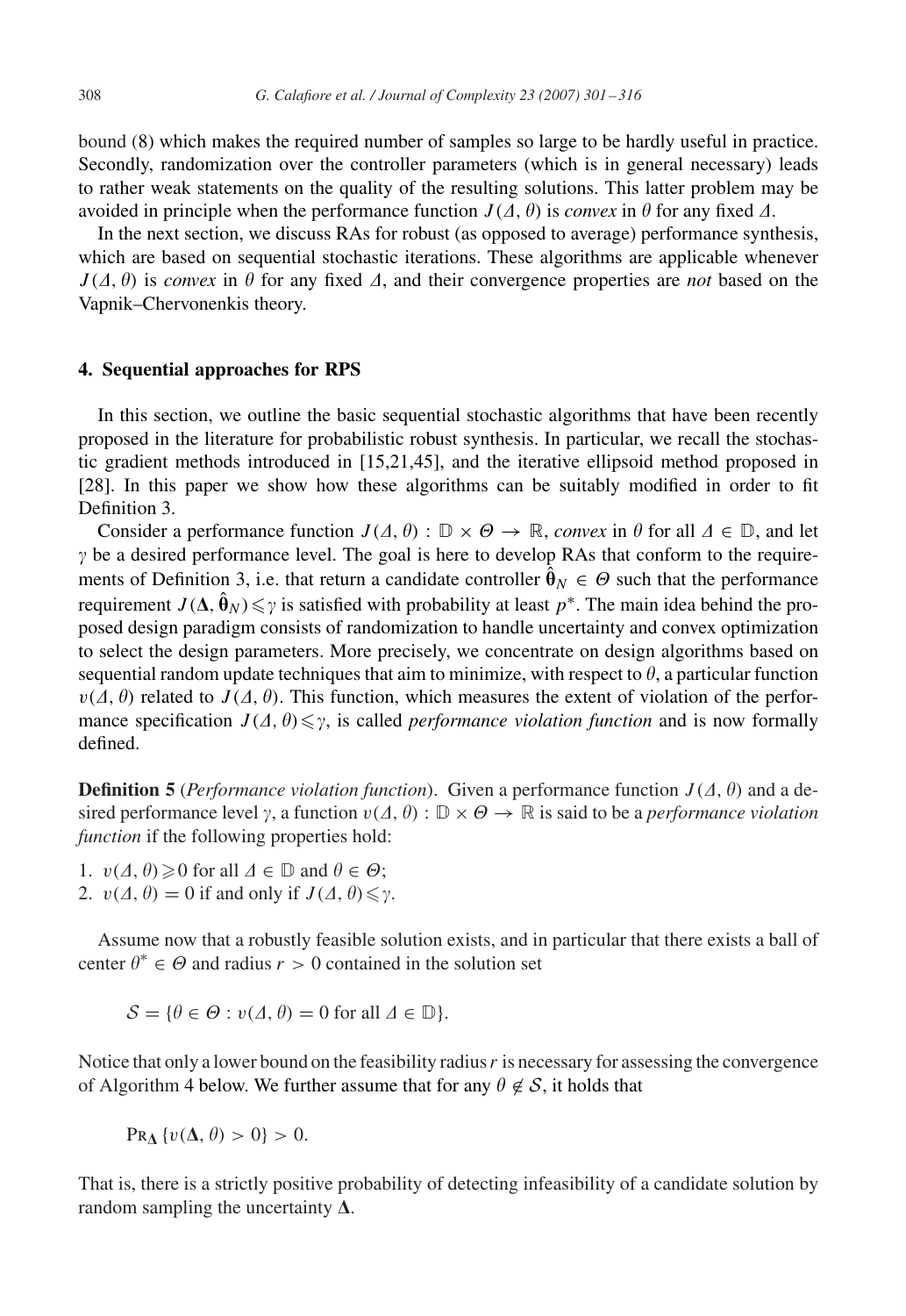bound (8) which makes the required number of samples so large to be hardly useful in practice. Secondly, randomization over the controller parameters (which is in general necessary) leads to rather weak statements on the quality of the resulting solutions. This latter problem may be avoided in principle when the performance function $J(\Delta, \theta)$ is *convex* in $\theta$ for any fixed $\Delta$.

In the next section, we discuss RAs for robust (as opposed to average) performance synthesis, which are based on sequential stochastic iterations. These algorithms are applicable whenever $J(\Delta, \theta)$ is *convex* in $\theta$ for any fixed $\Delta$, and their convergence properties are *not* based on the Vapnik–Chervonenkis theory.

## 4. Sequential approaches for RPS

In this section, we outline the basic sequential stochastic algorithms that have been recently proposed in the literature for probabilistic robust synthesis. In particular, we recall the stochastic gradient methods introduced in [15,21,45], and the iterative ellipsoid method proposed in [28]. In this paper we show how these algorithms can be suitably modified in order to fit Definition 3.

Consider a performance function $J(\Delta, \theta) : \mathbb{D} \times \Theta \to \mathbb{R}$, *convex* in $\theta$ for all $\Delta \in \mathbb{D}$, and let $\gamma$ be a desired performance level. The goal is here to develop RAs that conform to the requirements of Definition 3, i.e. that return a candidate controller $\hat{\boldsymbol{\theta}}_N \in \Theta$ such that the performance requirement $J(\boldsymbol{\Delta}, \hat{\boldsymbol{\theta}}_N) \leqslant \gamma$ is satisfied with probability at least $p^*$. The main idea behind the proposed design paradigm consists of randomization to handle uncertainty and convex optimization to select the design parameters. More precisely, we concentrate on design algorithms based on sequential random update techniques that aim to minimize, with respect to $\theta$, a particular function $v(\Delta, \theta)$ related to $J(\Delta, \theta)$. This function, which measures the extent of violation of the performance specification $J(\Delta, \theta) \leqslant \gamma$, is called *performance violation function* and is now formally defined.

**Definition 5** (*Performance violation function*). Given a performance function $J(\Delta, \theta)$ and a desired performance level $\gamma$, a function $v(\Delta, \theta) : \mathbb{D} \times \Theta \to \mathbb{R}$ is said to be a *performance violation function* if the following properties hold:

1. $v(\Delta, \theta) \geqslant 0$ for all $\Delta \in \mathbb{D}$ and $\theta \in \Theta$;
2. $v(\Delta, \theta) = 0$ if and only if $J(\Delta, \theta) \leqslant \gamma$.

Assume now that a robustly feasible solution exists, and in particular that there exists a ball of center $\theta^* \in \Theta$ and radius $r > 0$ contained in the solution set

$$\mathcal{S} = \{\theta \in \Theta : v(\Delta, \theta) = 0 \text{ for all } \Delta \in \mathbb{D}\}.$$

Notice that only a lower bound on the feasibility radius $r$ is necessary for assessing the convergence of Algorithm 4 below. We further assume that for any $\theta \notin \mathcal{S}$, it holds that

$$\mathrm{P}\mathrm{R}_{\boldsymbol{\Delta}}\{v(\boldsymbol{\Delta}, \theta) > 0\} > 0.$$

That is, there is a strictly positive probability of detecting infeasibility of a candidate solution by random sampling the uncertainty $\boldsymbol{\Delta}$.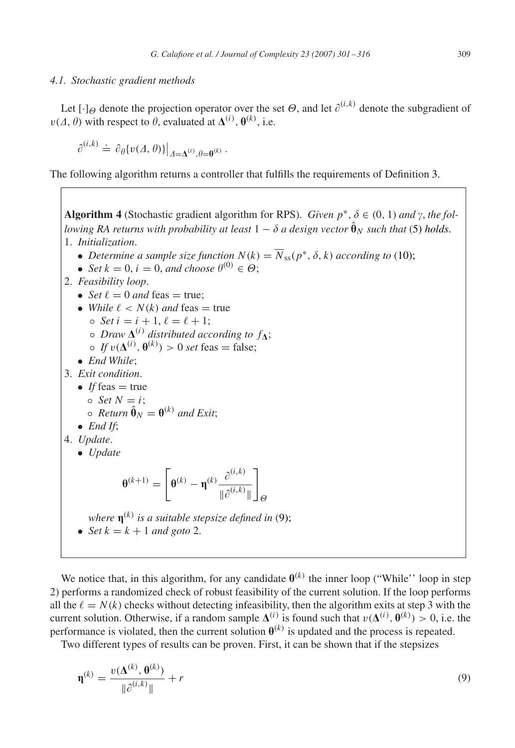### 4.1. Stochastic gradient methods

Let $[\cdot]_{\Theta}$ denote the projection operator over the set $\Theta$, and let $\partial^{(i,k)}$ denote the subgradient of $v(\Delta, \theta)$ with respect to $\theta$, evaluated at $\mathbf{\Delta}^{(i)}, \mathbf{\theta}^{(k)}$, i.e.

$$\partial^{(i,k)} \doteq \partial_{\theta}\{v(\Delta, \theta)\}\big|_{\Delta=\mathbf{\Delta}^{(i)}, \theta=\mathbf{\theta}^{(k)}}.$$

The following algorithm returns a controller that fulfills the requirements of Definition 3.

**Algorithm 4** (Stochastic gradient algorithm for RPS). *Given $p^*, \delta \in (0, 1)$ and $\gamma$, the following RA returns with probability at least $1 - \delta$ a design vector $\hat{\mathbf{\theta}}_N$ such that* (5) *holds*.

1. *Initialization*.
   - *Determine a sample size function $N(k) = \overline{N}_{\text{ss}}(p^*, \delta, k)$ according to* (10);
   - *Set $k = 0$, $i = 0$, and choose $\theta^{(0)} \in \Theta$*;
2. *Feasibility loop*.
   - *Set $\ell = 0$ and* feas = true;
   - *While $\ell < N(k)$ and* feas = true
     - *Set $i = i + 1$, $\ell = \ell + 1$*;
     - *Draw $\mathbf{\Delta}^{(i)}$ distributed according to $f_{\mathbf{\Delta}}$*;
     - *If $v(\mathbf{\Delta}^{(i)}, \mathbf{\theta}^{(k)}) > 0$ set* feas = false;
   - *End While*;
3. *Exit condition*.
   - *If* feas = true
     - *Set $N = i$*;
     - *Return $\hat{\mathbf{\theta}}_N = \mathbf{\theta}^{(k)}$ and Exit*;
   - *End If*;
4. *Update*.
   - *Update*

$$\mathbf{\theta}^{(k+1)} = \left[\mathbf{\theta}^{(k)} - \mathbf{\eta}^{(k)} \frac{\partial^{(i,k)}}{\|\partial^{(i,k)}\|}\right]_{\Theta}$$

   *where $\mathbf{\eta}^{(k)}$ is a suitable stepsize defined in* (9);
   - *Set $k = k + 1$ and goto* 2.

We notice that, in this algorithm, for any candidate $\mathbf{\theta}^{(k)}$ the inner loop ("While'' loop in step 2) performs a randomized check of robust feasibility of the current solution. If the loop performs all the $\ell = N(k)$ checks without detecting infeasibility, then the algorithm exits at step 3 with the current solution. Otherwise, if a random sample $\mathbf{\Delta}^{(i)}$ is found such that $v(\mathbf{\Delta}^{(i)}, \mathbf{\theta}^{(k)}) > 0$, i.e. the performance is violated, then the current solution $\mathbf{\theta}^{(k)}$ is updated and the process is repeated.

Two different types of results can be proven. First, it can be shown that if the stepsizes

$$\mathbf{\eta}^{(k)} = \frac{v(\mathbf{\Delta}^{(k)}, \mathbf{\theta}^{(k)})}{\|\partial^{(i,k)}\|} + r \tag{9}$$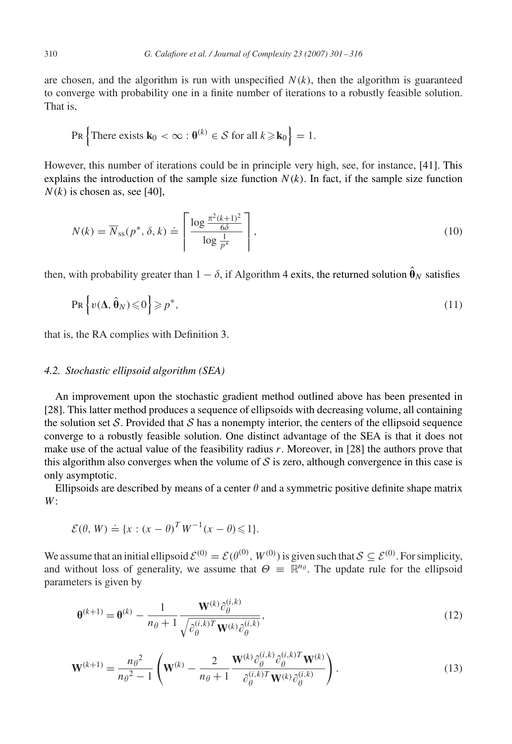are chosen, and the algorithm is run with unspecified $N(k)$, then the algorithm is guaranteed to converge with probability one in a finite number of iterations to a robustly feasible solution. That is,

$$\mathrm{P_R}\left\{\text{There exists } \mathbf{k}_0 < \infty : \boldsymbol{\theta}^{(k)} \in \mathcal{S} \text{ for all } k \geqslant \mathbf{k}_0\right\} = 1.$$

However, this number of iterations could be in principle very high, see, for instance, [41]. This explains the introduction of the sample size function $N(k)$. In fact, if the sample size function $N(k)$ is chosen as, see [40],

$$N(k) = \overline{N}_{\mathrm{ss}}(p^*, \delta, k) \doteq \left\lceil \frac{\log \frac{\pi^2 (k+1)^2}{6\delta}}{\log \frac{1}{p^*}} \right\rceil, \tag{10}$$

then, with probability greater than $1 - \delta$, if Algorithm 4 exits, the returned solution $\hat{\boldsymbol{\theta}}_N$ satisfies

$$\mathrm{P_R}\left\{v(\boldsymbol{\Delta}, \hat{\boldsymbol{\theta}}_N) \leqslant 0\right\} \geqslant p^*, \tag{11}$$

that is, the RA complies with Definition 3.

### 4.2. Stochastic ellipsoid algorithm (SEA)

An improvement upon the stochastic gradient method outlined above has been presented in [28]. This latter method produces a sequence of ellipsoids with decreasing volume, all containing the solution set $\mathcal{S}$. Provided that $\mathcal{S}$ has a nonempty interior, the centers of the ellipsoid sequence converge to a robustly feasible solution. One distinct advantage of the SEA is that it does not make use of the actual value of the feasibility radius $r$. Moreover, in [28] the authors prove that this algorithm also converges when the volume of $\mathcal{S}$ is zero, although convergence in this case is only asymptotic.

Ellipsoids are described by means of a center $\theta$ and a symmetric positive definite shape matrix $W$:

$$\mathcal{E}(\theta, W) \doteq \{x : (x - \theta)^T W^{-1} (x - \theta) \leqslant 1\}.$$

We assume that an initial ellipsoid $\mathcal{E}^{(0)} = \mathcal{E}(\theta^{(0)}, W^{(0)})$ is given such that $\mathcal{S} \subseteq \mathcal{E}^{(0)}$. For simplicity, and without loss of generality, we assume that $\Theta \equiv \mathbb{R}^{n_\theta}$. The update rule for the ellipsoid parameters is given by

$$\boldsymbol{\theta}^{(k+1)} = \boldsymbol{\theta}^{(k)} - \frac{1}{n_\theta + 1} \frac{\mathbf{W}^{(k)} \partial_\theta^{(i,k)}}{\sqrt{\partial_\theta^{(i,k)T} \mathbf{W}^{(k)} \partial_\theta^{(i,k)}}}, \tag{12}$$

$$\mathbf{W}^{(k+1)} = \frac{{n_\theta}^2}{{n_\theta}^2 - 1} \left( \mathbf{W}^{(k)} - \frac{2}{n_\theta + 1} \frac{\mathbf{W}^{(k)} \partial_\theta^{(i,k)} \partial_\theta^{(i,k)T} \mathbf{W}^{(k)}}{\partial_\theta^{(i,k)T} \mathbf{W}^{(k)} \partial_\theta^{(i,k)}} \right). \tag{13}$$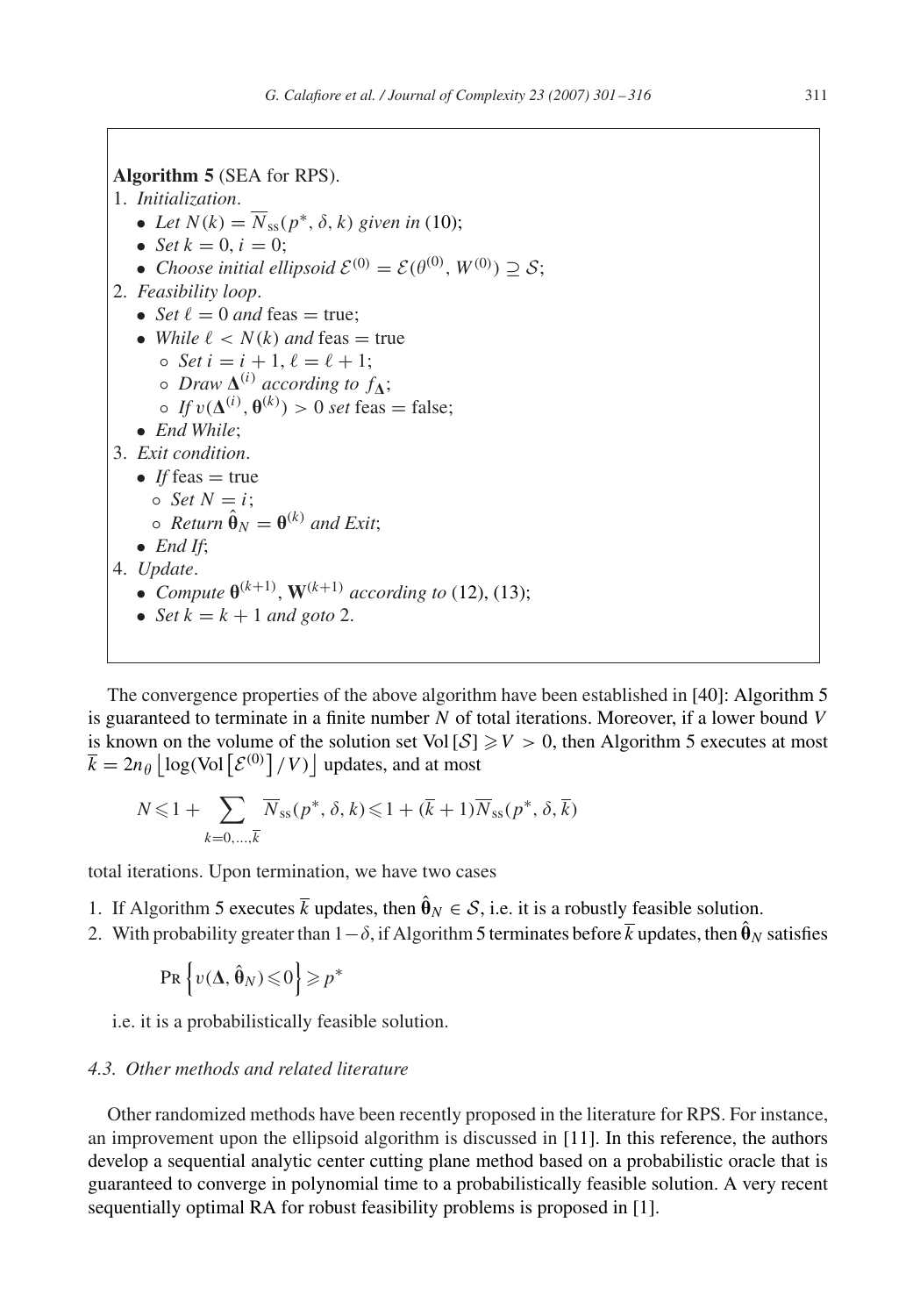**Algorithm 5** (SEA for RPS).

1. *Initialization*.
   - *Let* $N(k) = \overline{N}_{\rm ss}(p^*, \delta, k)$ *given in* (10);
   - *Set* $k = 0$, $i = 0$;
   - *Choose initial ellipsoid* $\mathcal{E}^{(0)} = \mathcal{E}(\theta^{(0)}, W^{(0)}) \supseteq \mathcal{S}$;
2. *Feasibility loop*.
   - *Set* $\ell = 0$ *and* feas = true;
   - *While* $\ell < N(k)$ *and* feas = true
     - *Set* $i = i + 1$, $\ell = \ell + 1$;
     - *Draw* $\boldsymbol{\Delta}^{(i)}$ *according to* $f_{\boldsymbol{\Delta}}$;
     - *If* $v(\boldsymbol{\Delta}^{(i)}, \boldsymbol{\theta}^{(k)}) > 0$ *set* feas = false;
   - *End While*;
3. *Exit condition*.
   - *If* feas = true
     - *Set* $N = i$;
     - *Return* $\hat{\boldsymbol{\theta}}_N = \boldsymbol{\theta}^{(k)}$ *and Exit*;
   - *End If*;
4. *Update*.
   - *Compute* $\boldsymbol{\theta}^{(k+1)}, \mathbf{W}^{(k+1)}$ *according to* (12), (13);
   - *Set* $k = k + 1$ *and goto* 2.

The convergence properties of the above algorithm have been established in [40]: Algorithm 5 is guaranteed to terminate in a finite number $N$ of total iterations. Moreover, if a lower bound $V$ is known on the volume of the solution set $\mathrm{Vol}\,[\mathcal{S}] \geqslant V > 0$, then Algorithm 5 executes at most $\overline{k} = 2n_\theta \left\lfloor \log(\mathrm{Vol}\left[\mathcal{E}^{(0)}\right] / V) \right\rfloor$ updates, and at most

$$N \leqslant 1 + \sum_{k=0,\ldots,\overline{k}} \overline{N}_{\rm ss}(p^*, \delta, k) \leqslant 1 + (\overline{k} + 1)\overline{N}_{\rm ss}(p^*, \delta, \overline{k})$$

total iterations. Upon termination, we have two cases

1. If Algorithm 5 executes $\overline{k}$ updates, then $\hat{\boldsymbol{\theta}}_N \in \mathcal{S}$, i.e. it is a robustly feasible solution.
2. With probability greater than $1-\delta$, if Algorithm 5 terminates before $\overline{k}$ updates, then $\hat{\boldsymbol{\theta}}_N$ satisfies

   $$\mathrm{Pr}\left\{ v(\boldsymbol{\Delta}, \hat{\boldsymbol{\theta}}_N) \leqslant 0 \right\} \geqslant p^*$$

   i.e. it is a probabilistically feasible solution.

### 4.3. Other methods and related literature

Other randomized methods have been recently proposed in the literature for RPS. For instance, an improvement upon the ellipsoid algorithm is discussed in [11]. In this reference, the authors develop a sequential analytic center cutting plane method based on a probabilistic oracle that is guaranteed to converge in polynomial time to a probabilistically feasible solution. A very recent sequentially optimal RA for robust feasibility problems is proposed in [1].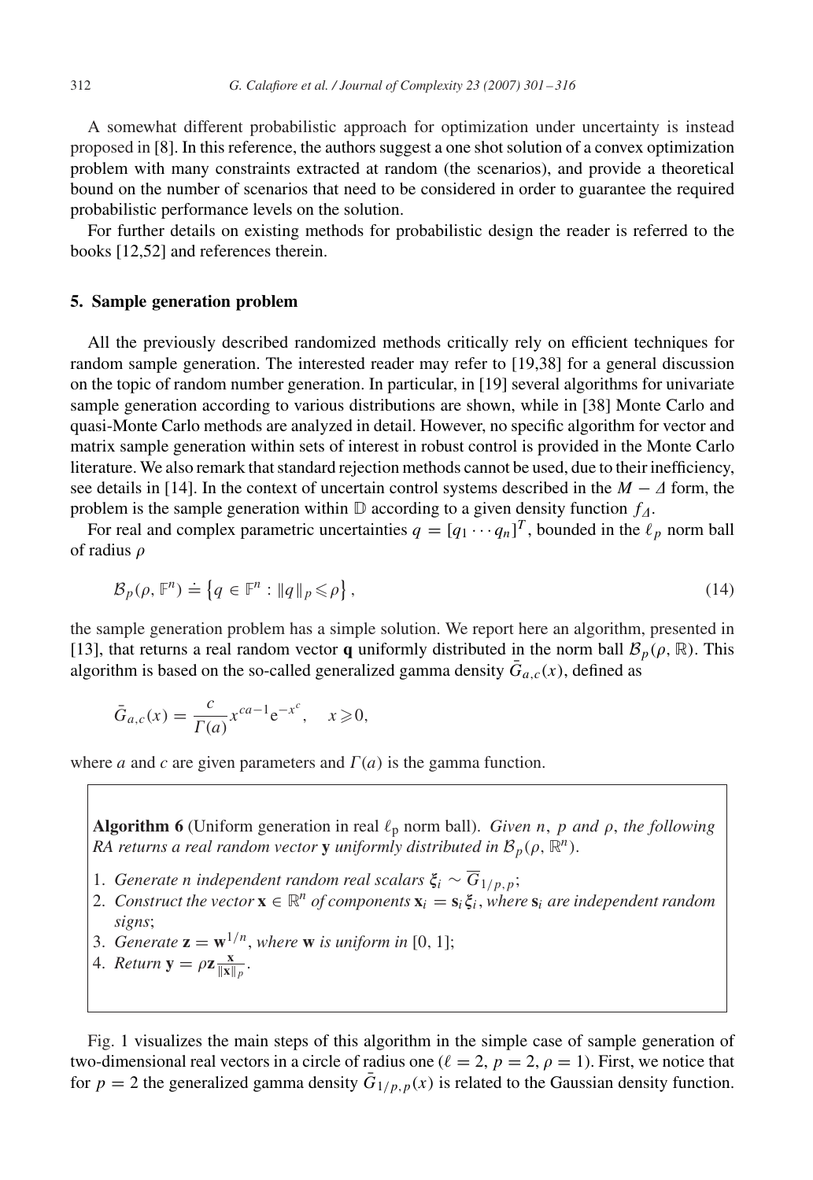A somewhat different probabilistic approach for optimization under uncertainty is instead proposed in [8]. In this reference, the authors suggest a one shot solution of a convex optimization problem with many constraints extracted at random (the scenarios), and provide a theoretical bound on the number of scenarios that need to be considered in order to guarantee the required probabilistic performance levels on the solution.

For further details on existing methods for probabilistic design the reader is referred to the books [12,52] and references therein.

## 5. Sample generation problem

All the previously described randomized methods critically rely on efficient techniques for random sample generation. The interested reader may refer to [19,38] for a general discussion on the topic of random number generation. In particular, in [19] several algorithms for univariate sample generation according to various distributions are shown, while in [38] Monte Carlo and quasi-Monte Carlo methods are analyzed in detail. However, no specific algorithm for vector and matrix sample generation within sets of interest in robust control is provided in the Monte Carlo literature. We also remark that standard rejection methods cannot be used, due to their inefficiency, see details in [14]. In the context of uncertain control systems described in the $M - \Delta$ form, the problem is the sample generation within $\mathbb{D}$ according to a given density function $f_\Delta$.

For real and complex parametric uncertainties $q = [q_1 \cdots q_n]^T$, bounded in the $\ell_p$ norm ball of radius $\rho$

$$\mathcal{B}_p(\rho, \mathbb{F}^n) \doteq \left\{ q \in \mathbb{F}^n : \|q\|_p \leqslant \rho \right\}, \tag{14}$$

the sample generation problem has a simple solution. We report here an algorithm, presented in [13], that returns a real random vector $\mathbf{q}$ uniformly distributed in the norm ball $\mathcal{B}_p(\rho, \mathbb{R})$. This algorithm is based on the so-called generalized gamma density $\bar{G}_{a,c}(x)$, defined as

$$\bar{G}_{a,c}(x) = \frac{c}{\Gamma(a)} x^{ca-1} \mathrm{e}^{-x^c}, \quad x \geqslant 0,$$

where $a$ and $c$ are given parameters and $\Gamma(a)$ is the gamma function.

**Algorithm 6** (Uniform generation in real $\ell_p$ norm ball). *Given $n$, $p$ and $\rho$, the following RA returns a real random vector* $\mathbf{y}$ *uniformly distributed in* $\mathcal{B}_p(\rho, \mathbb{R}^n)$.

1. *Generate n independent random real scalars* $\boldsymbol{\xi}_i \sim \overline{G}_{1/p,p}$;
2. *Construct the vector* $\mathbf{x} \in \mathbb{R}^n$ *of components* $\mathbf{x}_i = \mathbf{s}_i \boldsymbol{\xi}_i$, *where* $\mathbf{s}_i$ *are independent random signs*;
3. *Generate* $\mathbf{z} = \mathbf{w}^{1/n}$, *where* $\mathbf{w}$ *is uniform in* $[0, 1]$;
4. *Return* $\mathbf{y} = \rho \mathbf{z} \frac{\mathbf{x}}{\|\mathbf{x}\|_p}$.

Fig. 1 visualizes the main steps of this algorithm in the simple case of sample generation of two-dimensional real vectors in a circle of radius one ($\ell = 2$, $p = 2$, $\rho = 1$). First, we notice that for $p = 2$ the generalized gamma density $\bar{G}_{1/p,p}(x)$ is related to the Gaussian density function.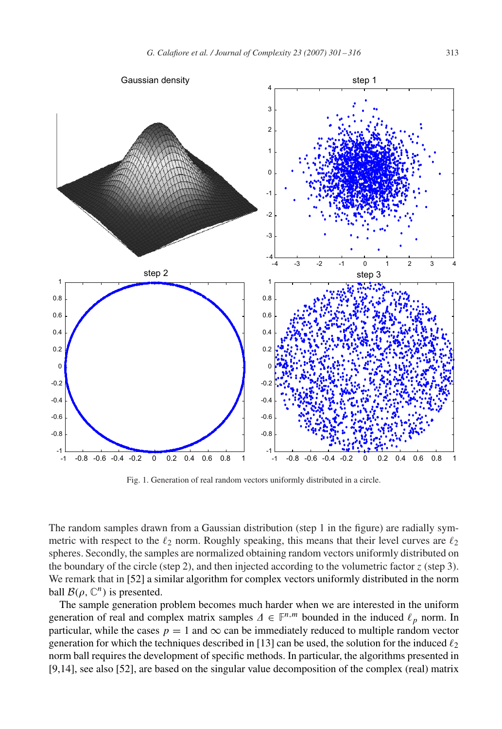Fig. 1. Generation of real random vectors uniformly distributed in a circle.

The random samples drawn from a Gaussian distribution (step 1 in the figure) are radially symmetric with respect to the $\ell_2$ norm. Roughly speaking, this means that their level curves are $\ell_2$ spheres. Secondly, the samples are normalized obtaining random vectors uniformly distributed on the boundary of the circle (step 2), and then injected according to the volumetric factor $z$ (step 3). We remark that in [52] a similar algorithm for complex vectors uniformly distributed in the norm ball $\mathcal{B}(\rho, \mathbb{C}^n)$ is presented.

The sample generation problem becomes much harder when we are interested in the uniform generation of real and complex matrix samples $\Delta \in \mathbb{F}^{n,m}$ bounded in the induced $\ell_p$ norm. In particular, while the cases $p = 1$ and $\infty$ can be immediately reduced to multiple random vector generation for which the techniques described in [13] can be used, the solution for the induced $\ell_2$ norm ball requires the development of specific methods. In particular, the algorithms presented in [9,14], see also [52], are based on the singular value decomposition of the complex (real) matrix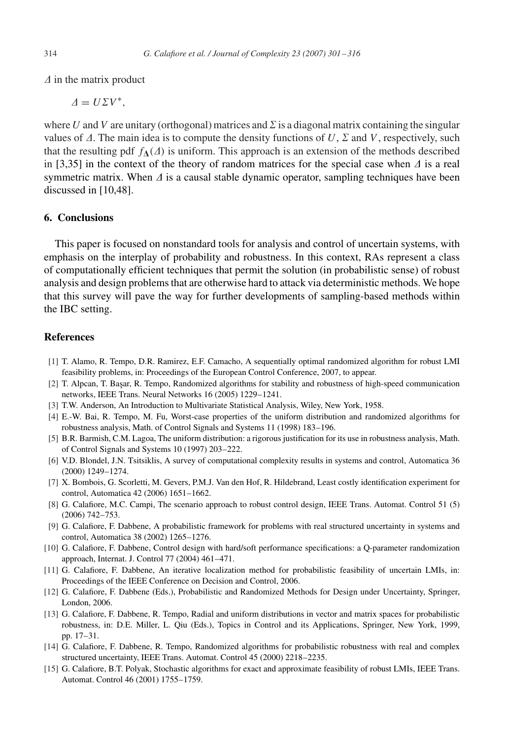$\Delta$ in the matrix product

$$\Delta = U\Sigma V^*,$$

where $U$ and $V$ are unitary (orthogonal) matrices and $\Sigma$ is a diagonal matrix containing the singular values of $\Delta$. The main idea is to compute the density functions of $U$, $\Sigma$ and $V$, respectively, such that the resulting pdf $f_{\mathbf{\Delta}}(\Delta)$ is uniform. This approach is an extension of the methods described in [3,35] in the context of the theory of random matrices for the special case when $\Delta$ is a real symmetric matrix. When $\Delta$ is a causal stable dynamic operator, sampling techniques have been discussed in [10,48].

## 6. Conclusions

This paper is focused on nonstandard tools for analysis and control of uncertain systems, with emphasis on the interplay of probability and robustness. In this context, RAs represent a class of computationally efficient techniques that permit the solution (in probabilistic sense) of robust analysis and design problems that are otherwise hard to attack via deterministic methods. We hope that this survey will pave the way for further developments of sampling-based methods within the IBC setting.

## References

[1] T. Alamo, R. Tempo, D.R. Ramirez, E.F. Camacho, A sequentially optimal randomized algorithm for robust LMI feasibility problems, in: Proceedings of the European Control Conference, 2007, to appear.

[2] T. Alpcan, T. Başar, R. Tempo, Randomized algorithms for stability and robustness of high-speed communication networks, IEEE Trans. Neural Networks 16 (2005) 1229–1241.

[3] T.W. Anderson, An Introduction to Multivariate Statistical Analysis, Wiley, New York, 1958.

[4] E.-W. Bai, R. Tempo, M. Fu, Worst-case properties of the uniform distribution and randomized algorithms for robustness analysis, Math. of Control Signals and Systems 11 (1998) 183–196.

[5] B.R. Barmish, C.M. Lagoa, The uniform distribution: a rigorous justification for its use in robustness analysis, Math. of Control Signals and Systems 10 (1997) 203–222.

[6] V.D. Blondel, J.N. Tsitsiklis, A survey of computational complexity results in systems and control, Automatica 36 (2000) 1249–1274.

[7] X. Bombois, G. Scorletti, M. Gevers, P.M.J. Van den Hof, R. Hildebrand, Least costly identification experiment for control, Automatica 42 (2006) 1651–1662.

[8] G. Calafiore, M.C. Campi, The scenario approach to robust control design, IEEE Trans. Automat. Control 51 (5) (2006) 742–753.

[9] G. Calafiore, F. Dabbene, A probabilistic framework for problems with real structured uncertainty in systems and control, Automatica 38 (2002) 1265–1276.

[10] G. Calafiore, F. Dabbene, Control design with hard/soft performance specifications: a Q-parameter randomization approach, Internat. J. Control 77 (2004) 461–471.

[11] G. Calafiore, F. Dabbene, An iterative localization method for probabilistic feasibility of uncertain LMIs, in: Proceedings of the IEEE Conference on Decision and Control, 2006.

[12] G. Calafiore, F. Dabbene (Eds.), Probabilistic and Randomized Methods for Design under Uncertainty, Springer, London, 2006.

[13] G. Calafiore, F. Dabbene, R. Tempo, Radial and uniform distributions in vector and matrix spaces for probabilistic robustness, in: D.E. Miller, L. Qiu (Eds.), Topics in Control and its Applications, Springer, New York, 1999, pp. 17–31.

[14] G. Calafiore, F. Dabbene, R. Tempo, Randomized algorithms for probabilistic robustness with real and complex structured uncertainty, IEEE Trans. Automat. Control 45 (2000) 2218–2235.

[15] G. Calafiore, B.T. Polyak, Stochastic algorithms for exact and approximate feasibility of robust LMIs, IEEE Trans. Automat. Control 46 (2001) 1755–1759.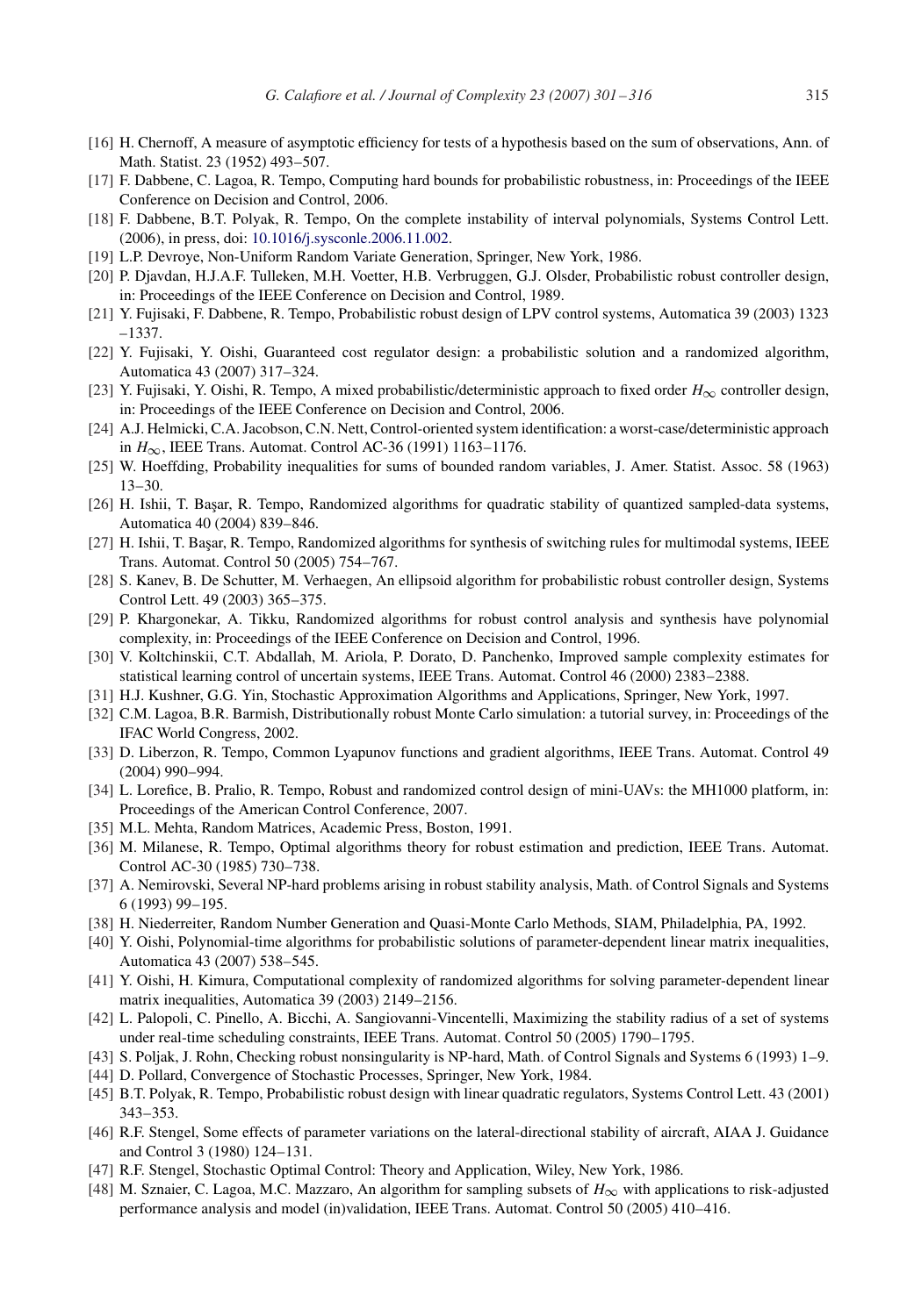[16] H. Chernoff, A measure of asymptotic efficiency for tests of a hypothesis based on the sum of observations, Ann. of Math. Statist. 23 (1952) 493–507.

[17] F. Dabbene, C. Lagoa, R. Tempo, Computing hard bounds for probabilistic robustness, in: Proceedings of the IEEE Conference on Decision and Control, 2006.

[18] F. Dabbene, B.T. Polyak, R. Tempo, On the complete instability of interval polynomials, Systems Control Lett. (2006), in press, doi: 10.1016/j.sysconle.2006.11.002.

[19] L.P. Devroye, Non-Uniform Random Variate Generation, Springer, New York, 1986.

[20] P. Djavdan, H.J.A.F. Tulleken, M.H. Voetter, H.B. Verbruggen, G.J. Olsder, Probabilistic robust controller design, in: Proceedings of the IEEE Conference on Decision and Control, 1989.

[21] Y. Fujisaki, F. Dabbene, R. Tempo, Probabilistic robust design of LPV control systems, Automatica 39 (2003) 1323 –1337.

[22] Y. Fujisaki, Y. Oishi, Guaranteed cost regulator design: a probabilistic solution and a randomized algorithm, Automatica 43 (2007) 317–324.

[23] Y. Fujisaki, Y. Oishi, R. Tempo, A mixed probabilistic/deterministic approach to fixed order $H_\infty$ controller design, in: Proceedings of the IEEE Conference on Decision and Control, 2006.

[24] A.J. Helmicki, C.A. Jacobson, C.N. Nett, Control-oriented system identification: a worst-case/deterministic approach in $H_\infty$, IEEE Trans. Automat. Control AC-36 (1991) 1163–1176.

[25] W. Hoeffding, Probability inequalities for sums of bounded random variables, J. Amer. Statist. Assoc. 58 (1963) 13–30.

[26] H. Ishii, T. Başar, R. Tempo, Randomized algorithms for quadratic stability of quantized sampled-data systems, Automatica 40 (2004) 839–846.

[27] H. Ishii, T. Başar, R. Tempo, Randomized algorithms for synthesis of switching rules for multimodal systems, IEEE Trans. Automat. Control 50 (2005) 754–767.

[28] S. Kanev, B. De Schutter, M. Verhaegen, An ellipsoid algorithm for probabilistic robust controller design, Systems Control Lett. 49 (2003) 365–375.

[29] P. Khargonekar, A. Tikku, Randomized algorithms for robust control analysis and synthesis have polynomial complexity, in: Proceedings of the IEEE Conference on Decision and Control, 1996.

[30] V. Koltchinskii, C.T. Abdallah, M. Ariola, P. Dorato, D. Panchenko, Improved sample complexity estimates for statistical learning control of uncertain systems, IEEE Trans. Automat. Control 46 (2000) 2383–2388.

[31] H.J. Kushner, G.G. Yin, Stochastic Approximation Algorithms and Applications, Springer, New York, 1997.

[32] C.M. Lagoa, B.R. Barmish, Distributionally robust Monte Carlo simulation: a tutorial survey, in: Proceedings of the IFAC World Congress, 2002.

[33] D. Liberzon, R. Tempo, Common Lyapunov functions and gradient algorithms, IEEE Trans. Automat. Control 49 (2004) 990–994.

[34] L. Lorefice, B. Pralio, R. Tempo, Robust and randomized control design of mini-UAVs: the MH1000 platform, in: Proceedings of the American Control Conference, 2007.

[35] M.L. Mehta, Random Matrices, Academic Press, Boston, 1991.

[36] M. Milanese, R. Tempo, Optimal algorithms theory for robust estimation and prediction, IEEE Trans. Automat. Control AC-30 (1985) 730–738.

[37] A. Nemirovski, Several NP-hard problems arising in robust stability analysis, Math. of Control Signals and Systems 6 (1993) 99–195.

[38] H. Niederreiter, Random Number Generation and Quasi-Monte Carlo Methods, SIAM, Philadelphia, PA, 1992.

[40] Y. Oishi, Polynomial-time algorithms for probabilistic solutions of parameter-dependent linear matrix inequalities, Automatica 43 (2007) 538–545.

[41] Y. Oishi, H. Kimura, Computational complexity of randomized algorithms for solving parameter-dependent linear matrix inequalities, Automatica 39 (2003) 2149–2156.

[42] L. Palopoli, C. Pinello, A. Bicchi, A. Sangiovanni-Vincentelli, Maximizing the stability radius of a set of systems under real-time scheduling constraints, IEEE Trans. Automat. Control 50 (2005) 1790–1795.

[43] S. Poljak, J. Rohn, Checking robust nonsingularity is NP-hard, Math. of Control Signals and Systems 6 (1993) 1–9.

[44] D. Pollard, Convergence of Stochastic Processes, Springer, New York, 1984.

[45] B.T. Polyak, R. Tempo, Probabilistic robust design with linear quadratic regulators, Systems Control Lett. 43 (2001) 343–353.

[46] R.F. Stengel, Some effects of parameter variations on the lateral-directional stability of aircraft, AIAA J. Guidance and Control 3 (1980) 124–131.

[47] R.F. Stengel, Stochastic Optimal Control: Theory and Application, Wiley, New York, 1986.

[48] M. Sznaier, C. Lagoa, M.C. Mazzaro, An algorithm for sampling subsets of $H_\infty$ with applications to risk-adjusted performance analysis and model (in)validation, IEEE Trans. Automat. Control 50 (2005) 410–416.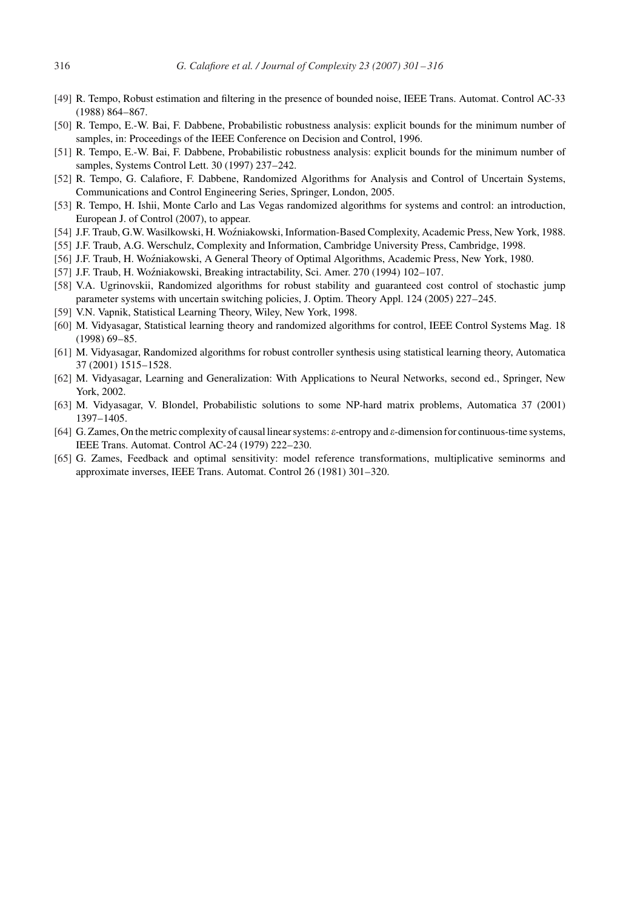[49] R. Tempo, Robust estimation and filtering in the presence of bounded noise, IEEE Trans. Automat. Control AC-33 (1988) 864–867.

[50] R. Tempo, E.-W. Bai, F. Dabbene, Probabilistic robustness analysis: explicit bounds for the minimum number of samples, in: Proceedings of the IEEE Conference on Decision and Control, 1996.

[51] R. Tempo, E.-W. Bai, F. Dabbene, Probabilistic robustness analysis: explicit bounds for the minimum number of samples, Systems Control Lett. 30 (1997) 237–242.

[52] R. Tempo, G. Calafiore, F. Dabbene, Randomized Algorithms for Analysis and Control of Uncertain Systems, Communications and Control Engineering Series, Springer, London, 2005.

[53] R. Tempo, H. Ishii, Monte Carlo and Las Vegas randomized algorithms for systems and control: an introduction, European J. of Control (2007), to appear.

[54] J.F. Traub, G.W. Wasilkowski, H. Woźniakowski, Information-Based Complexity, Academic Press, New York, 1988.

[55] J.F. Traub, A.G. Werschulz, Complexity and Information, Cambridge University Press, Cambridge, 1998.

[56] J.F. Traub, H. Woźniakowski, A General Theory of Optimal Algorithms, Academic Press, New York, 1980.

[57] J.F. Traub, H. Woźniakowski, Breaking intractability, Sci. Amer. 270 (1994) 102–107.

[58] V.A. Ugrinovskii, Randomized algorithms for robust stability and guaranteed cost control of stochastic jump parameter systems with uncertain switching policies, J. Optim. Theory Appl. 124 (2005) 227–245.

[59] V.N. Vapnik, Statistical Learning Theory, Wiley, New York, 1998.

[60] M. Vidyasagar, Statistical learning theory and randomized algorithms for control, IEEE Control Systems Mag. 18 (1998) 69–85.

[61] M. Vidyasagar, Randomized algorithms for robust controller synthesis using statistical learning theory, Automatica 37 (2001) 1515–1528.

[62] M. Vidyasagar, Learning and Generalization: With Applications to Neural Networks, second ed., Springer, New York, 2002.

[63] M. Vidyasagar, V. Blondel, Probabilistic solutions to some NP-hard matrix problems, Automatica 37 (2001) 1397–1405.

[64] G. Zames, On the metric complexity of causal linear systems: $\varepsilon$-entropy and $\varepsilon$-dimension for continuous-time systems, IEEE Trans. Automat. Control AC-24 (1979) 222–230.

[65] G. Zames, Feedback and optimal sensitivity: model reference transformations, multiplicative seminorms and approximate inverses, IEEE Trans. Automat. Control 26 (1981) 301–320.